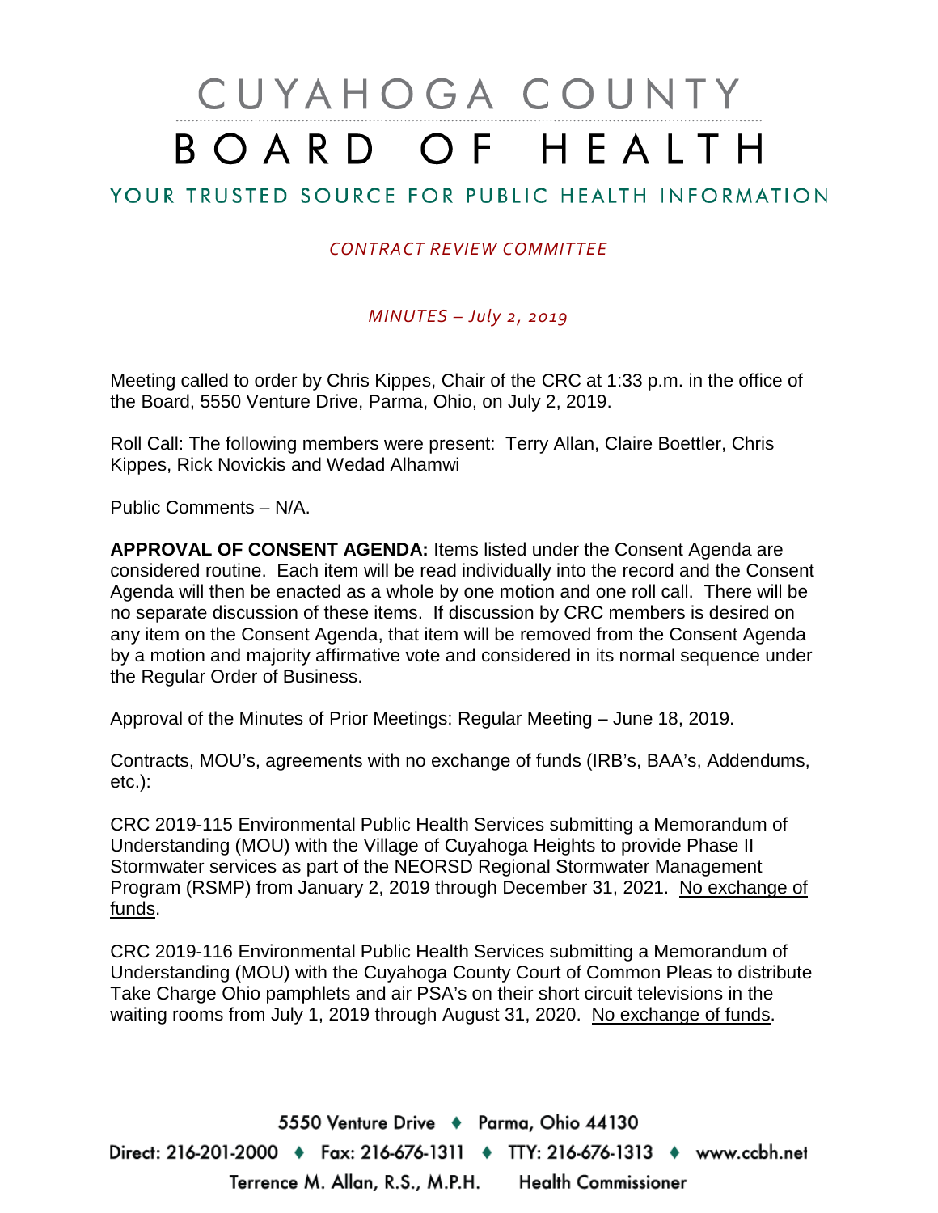# CUYAHOGA COUNTY BOARD OF HEALTH

## YOUR TRUSTED SOURCE FOR PUBLIC HEALTH INFORMATION

*CONTRACT REVIEW COMMITTEE*

*MINUTES – July 2, 2019*

Meeting called to order by Chris Kippes, Chair of the CRC at 1:33 p.m. in the office of the Board, 5550 Venture Drive, Parma, Ohio, on July 2, 2019.

Roll Call: The following members were present: Terry Allan, Claire Boettler, Chris Kippes, Rick Novickis and Wedad Alhamwi

Public Comments – N/A.

**APPROVAL OF CONSENT AGENDA:** Items listed under the Consent Agenda are considered routine. Each item will be read individually into the record and the Consent Agenda will then be enacted as a whole by one motion and one roll call. There will be no separate discussion of these items. If discussion by CRC members is desired on any item on the Consent Agenda, that item will be removed from the Consent Agenda by a motion and majority affirmative vote and considered in its normal sequence under the Regular Order of Business.

Approval of the Minutes of Prior Meetings: Regular Meeting – June 18, 2019.

Contracts, MOU's, agreements with no exchange of funds (IRB's, BAA's, Addendums, etc.):

CRC 2019-115 Environmental Public Health Services submitting a Memorandum of Understanding (MOU) with the Village of Cuyahoga Heights to provide Phase II Stormwater services as part of the NEORSD Regional Stormwater Management Program (RSMP) from January 2, 2019 through December 31, 2021. No exchange of funds.

CRC 2019-116 Environmental Public Health Services submitting a Memorandum of Understanding (MOU) with the Cuyahoga County Court of Common Pleas to distribute Take Charge Ohio pamphlets and air PSA's on their short circuit televisions in the waiting rooms from July 1, 2019 through August 31, 2020. No exchange of funds.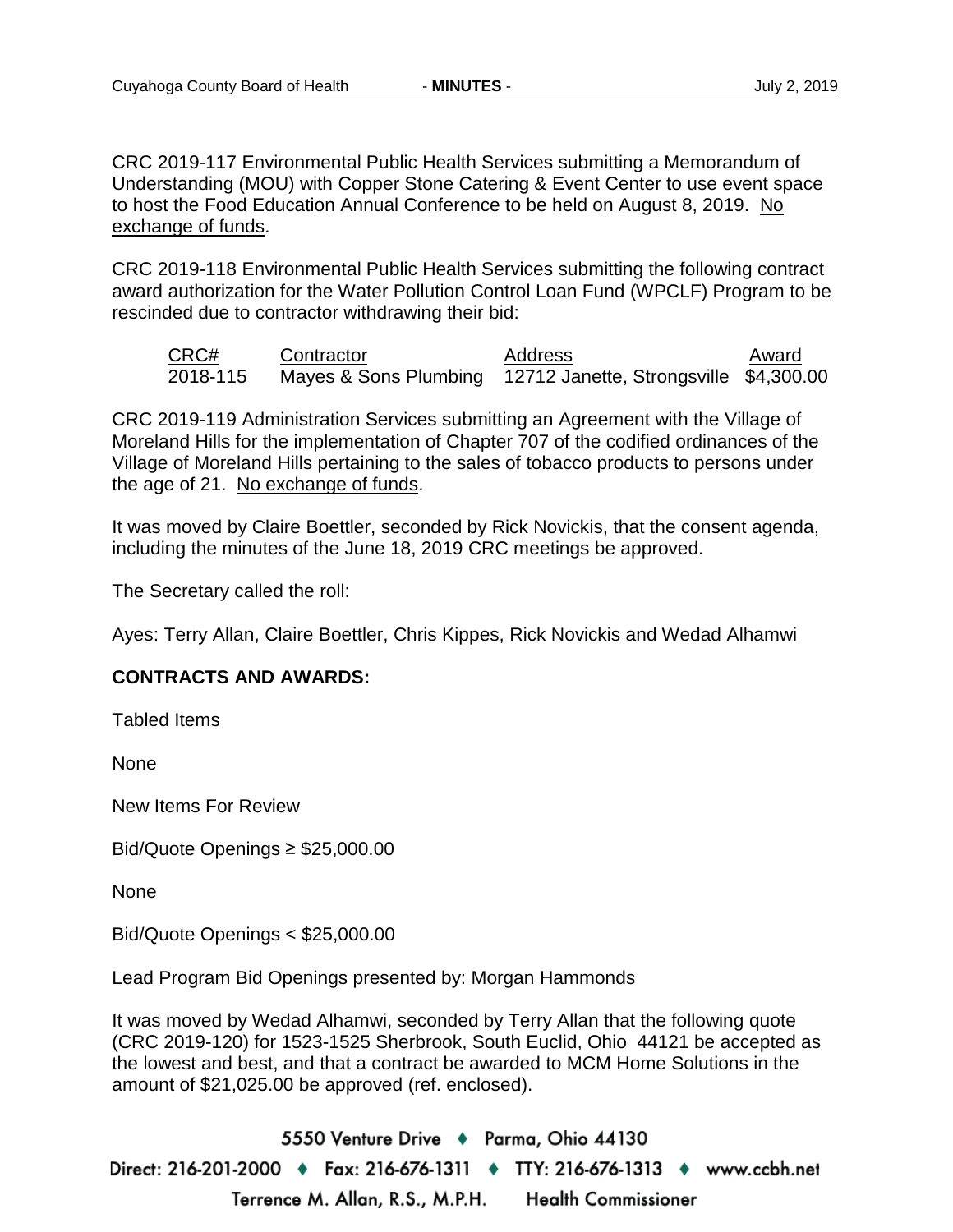CRC 2019-117 Environmental Public Health Services submitting a Memorandum of Understanding (MOU) with Copper Stone Catering & Event Center to use event space to host the Food Education Annual Conference to be held on August 8, 2019. No exchange of funds.

CRC 2019-118 Environmental Public Health Services submitting the following contract award authorization for the Water Pollution Control Loan Fund (WPCLF) Program to be rescinded due to contractor withdrawing their bid:

| CRC# | Contractor | Address | Award |
|---|---|---|---|
| 2018-115 | Mayes & Sons Plumbing | 12712 Janette, Strongsville | $4,300.00 |

CRC 2019-119 Administration Services submitting an Agreement with the Village of Moreland Hills for the implementation of Chapter 707 of the codified ordinances of the Village of Moreland Hills pertaining to the sales of tobacco products to persons under the age of 21. No exchange of funds.

It was moved by Claire Boettler, seconded by Rick Novickis, that the consent agenda, including the minutes of the June 18, 2019 CRC meetings be approved.

The Secretary called the roll:

Ayes: Terry Allan, Claire Boettler, Chris Kippes, Rick Novickis and Wedad Alhamwi

**CONTRACTS AND AWARDS:**

Tabled Items

None

New Items For Review

Bid/Quote Openings ≥ $25,000.00

None

Bid/Quote Openings < $25,000.00

Lead Program Bid Openings presented by: Morgan Hammonds

It was moved by Wedad Alhamwi, seconded by Terry Allan that the following quote (CRC 2019-120) for 1523-1525 Sherbrook, South Euclid, Ohio 44121 be accepted as the lowest and best, and that a contract be awarded to MCM Home Solutions in the amount of $21,025.00 be approved (ref. enclosed).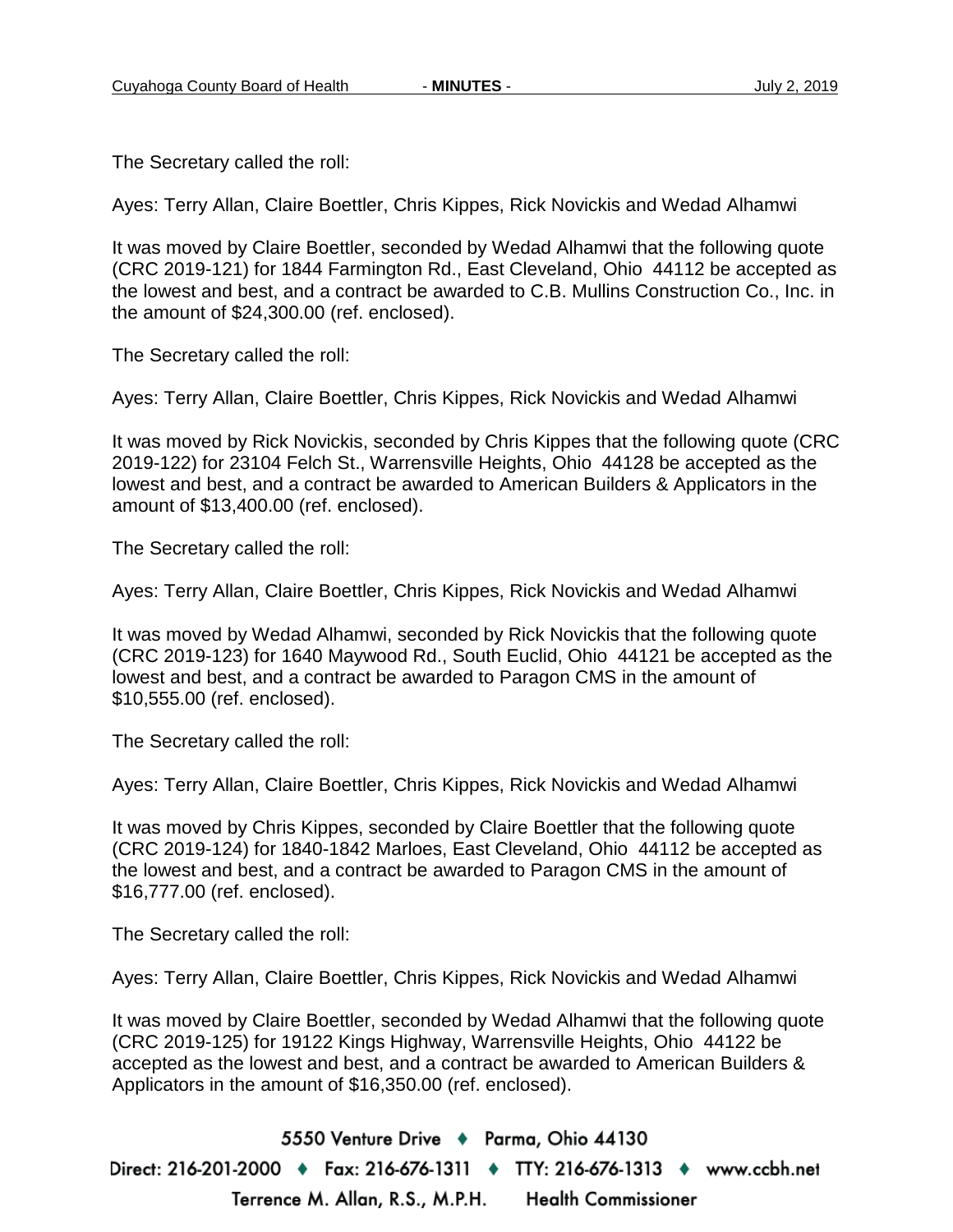The Secretary called the roll:

Ayes: Terry Allan, Claire Boettler, Chris Kippes, Rick Novickis and Wedad Alhamwi

It was moved by Claire Boettler, seconded by Wedad Alhamwi that the following quote (CRC 2019-121) for 1844 Farmington Rd., East Cleveland, Ohio 44112 be accepted as the lowest and best, and a contract be awarded to C.B. Mullins Construction Co., Inc. in the amount of $24,300.00 (ref. enclosed).

The Secretary called the roll:

Ayes: Terry Allan, Claire Boettler, Chris Kippes, Rick Novickis and Wedad Alhamwi

It was moved by Rick Novickis, seconded by Chris Kippes that the following quote (CRC 2019-122) for 23104 Felch St., Warrensville Heights, Ohio 44128 be accepted as the lowest and best, and a contract be awarded to American Builders & Applicators in the amount of $13,400.00 (ref. enclosed).

The Secretary called the roll:

Ayes: Terry Allan, Claire Boettler, Chris Kippes, Rick Novickis and Wedad Alhamwi

It was moved by Wedad Alhamwi, seconded by Rick Novickis that the following quote (CRC 2019-123) for 1640 Maywood Rd., South Euclid, Ohio 44121 be accepted as the lowest and best, and a contract be awarded to Paragon CMS in the amount of $10,555.00 (ref. enclosed).

The Secretary called the roll:

Ayes: Terry Allan, Claire Boettler, Chris Kippes, Rick Novickis and Wedad Alhamwi

It was moved by Chris Kippes, seconded by Claire Boettler that the following quote (CRC 2019-124) for 1840-1842 Marloes, East Cleveland, Ohio 44112 be accepted as the lowest and best, and a contract be awarded to Paragon CMS in the amount of $16,777.00 (ref. enclosed).

The Secretary called the roll:

Ayes: Terry Allan, Claire Boettler, Chris Kippes, Rick Novickis and Wedad Alhamwi

It was moved by Claire Boettler, seconded by Wedad Alhamwi that the following quote (CRC 2019-125) for 19122 Kings Highway, Warrensville Heights, Ohio 44122 be accepted as the lowest and best, and a contract be awarded to American Builders & Applicators in the amount of $16,350.00 (ref. enclosed).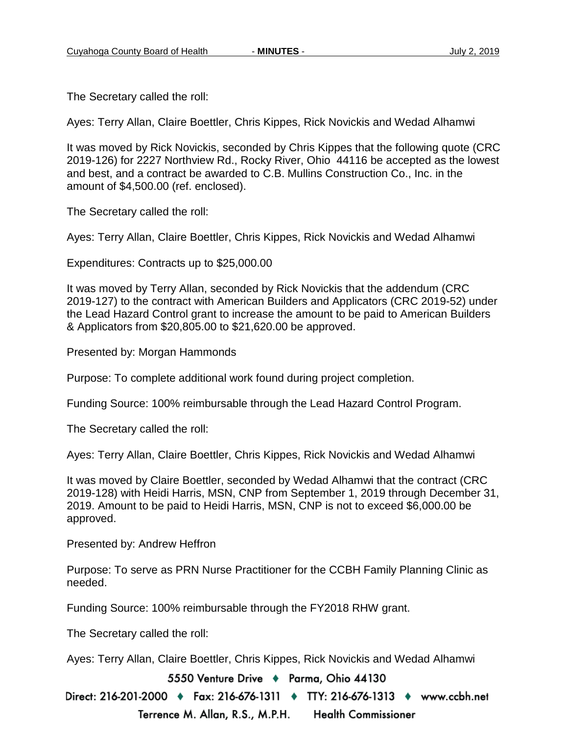The Secretary called the roll:

Ayes: Terry Allan, Claire Boettler, Chris Kippes, Rick Novickis and Wedad Alhamwi

It was moved by Rick Novickis, seconded by Chris Kippes that the following quote (CRC 2019-126) for 2227 Northview Rd., Rocky River, Ohio 44116 be accepted as the lowest and best, and a contract be awarded to C.B. Mullins Construction Co., Inc. in the amount of $4,500.00 (ref. enclosed).

The Secretary called the roll:

Ayes: Terry Allan, Claire Boettler, Chris Kippes, Rick Novickis and Wedad Alhamwi

Expenditures: Contracts up to $25,000.00

It was moved by Terry Allan, seconded by Rick Novickis that the addendum (CRC 2019-127) to the contract with American Builders and Applicators (CRC 2019-52) under the Lead Hazard Control grant to increase the amount to be paid to American Builders & Applicators from $20,805.00 to $21,620.00 be approved.

Presented by: Morgan Hammonds

Purpose: To complete additional work found during project completion.

Funding Source: 100% reimbursable through the Lead Hazard Control Program.

The Secretary called the roll:

Ayes: Terry Allan, Claire Boettler, Chris Kippes, Rick Novickis and Wedad Alhamwi

It was moved by Claire Boettler, seconded by Wedad Alhamwi that the contract (CRC 2019-128) with Heidi Harris, MSN, CNP from September 1, 2019 through December 31, 2019. Amount to be paid to Heidi Harris, MSN, CNP is not to exceed $6,000.00 be approved.

Presented by: Andrew Heffron

Purpose: To serve as PRN Nurse Practitioner for the CCBH Family Planning Clinic as needed.

Funding Source: 100% reimbursable through the FY2018 RHW grant.

The Secretary called the roll:

Ayes: Terry Allan, Claire Boettler, Chris Kippes, Rick Novickis and Wedad Alhamwi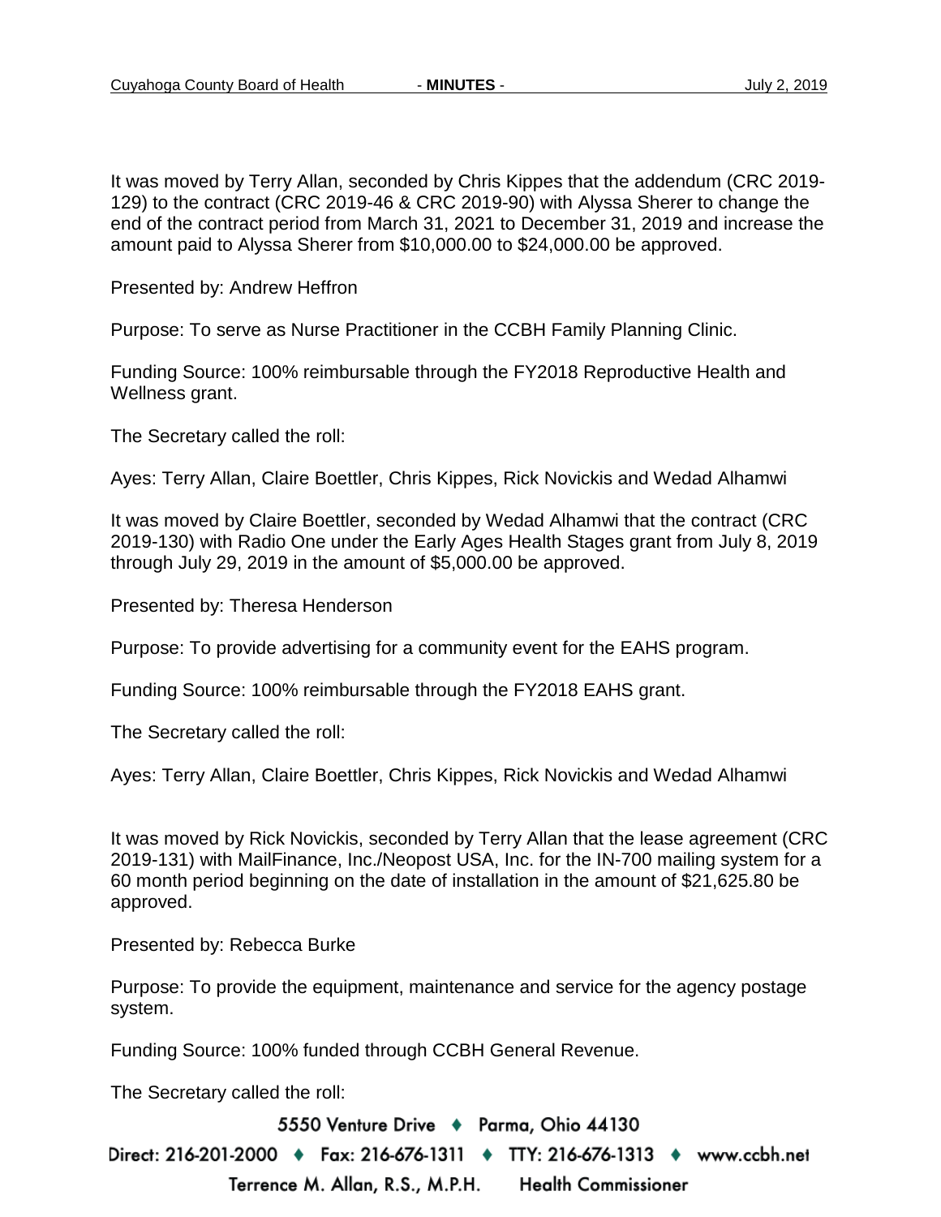It was moved by Terry Allan, seconded by Chris Kippes that the addendum (CRC 2019-129) to the contract (CRC 2019-46 & CRC 2019-90) with Alyssa Sherer to change the end of the contract period from March 31, 2021 to December 31, 2019 and increase the amount paid to Alyssa Sherer from $10,000.00 to $24,000.00 be approved.

Presented by: Andrew Heffron

Purpose: To serve as Nurse Practitioner in the CCBH Family Planning Clinic.

Funding Source: 100% reimbursable through the FY2018 Reproductive Health and Wellness grant.

The Secretary called the roll:

Ayes: Terry Allan, Claire Boettler, Chris Kippes, Rick Novickis and Wedad Alhamwi

It was moved by Claire Boettler, seconded by Wedad Alhamwi that the contract (CRC 2019-130) with Radio One under the Early Ages Health Stages grant from July 8, 2019 through July 29, 2019 in the amount of $5,000.00 be approved.

Presented by: Theresa Henderson

Purpose: To provide advertising for a community event for the EAHS program.

Funding Source: 100% reimbursable through the FY2018 EAHS grant.

The Secretary called the roll:

Ayes: Terry Allan, Claire Boettler, Chris Kippes, Rick Novickis and Wedad Alhamwi

It was moved by Rick Novickis, seconded by Terry Allan that the lease agreement (CRC 2019-131) with MailFinance, Inc./Neopost USA, Inc. for the IN-700 mailing system for a 60 month period beginning on the date of installation in the amount of $21,625.80 be approved.

Presented by: Rebecca Burke

Purpose: To provide the equipment, maintenance and service for the agency postage system.

Funding Source: 100% funded through CCBH General Revenue.

The Secretary called the roll: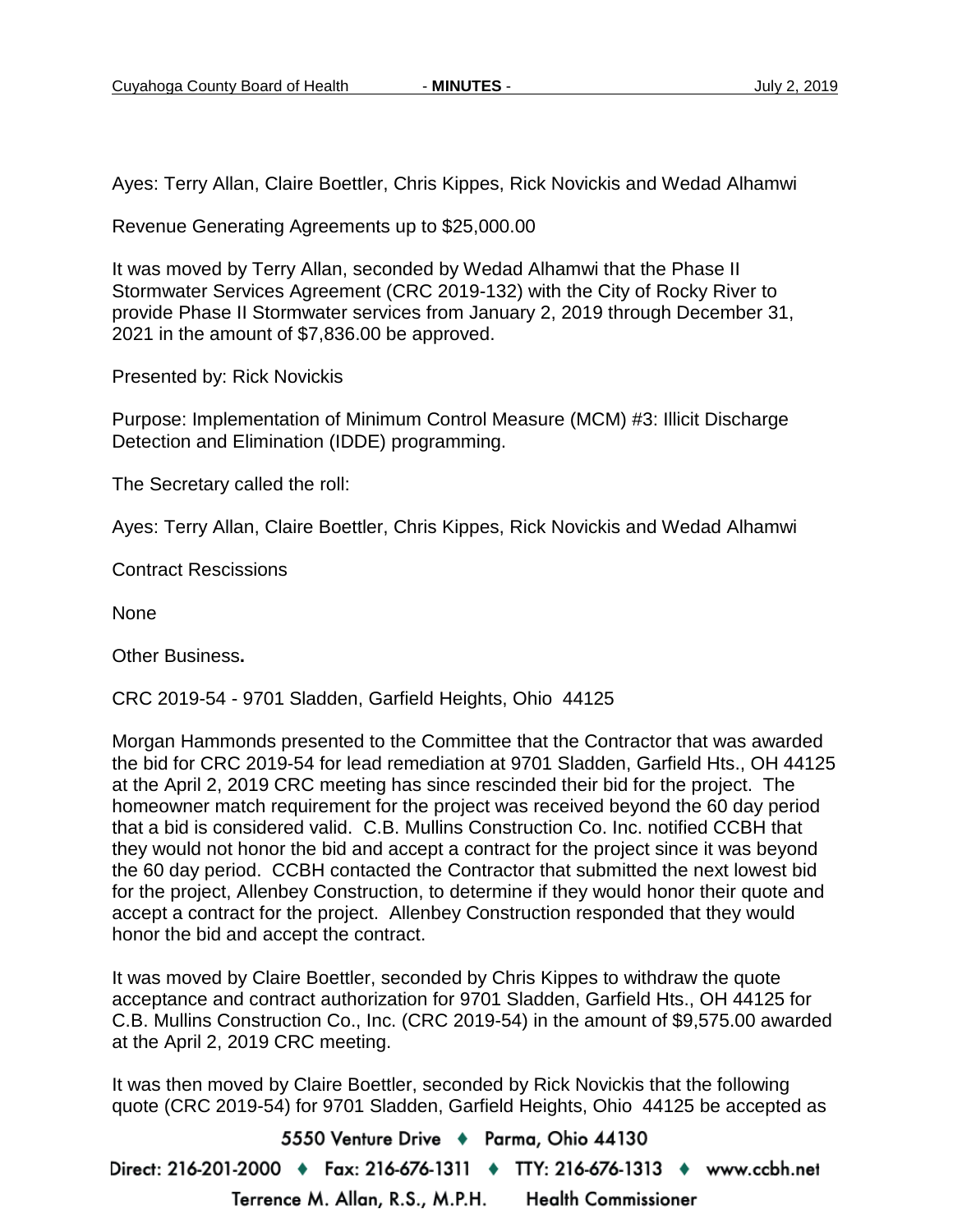Ayes: Terry Allan, Claire Boettler, Chris Kippes, Rick Novickis and Wedad Alhamwi

Revenue Generating Agreements up to $25,000.00

It was moved by Terry Allan, seconded by Wedad Alhamwi that the Phase II Stormwater Services Agreement (CRC 2019-132) with the City of Rocky River to provide Phase II Stormwater services from January 2, 2019 through December 31, 2021 in the amount of $7,836.00 be approved.

Presented by: Rick Novickis

Purpose: Implementation of Minimum Control Measure (MCM) #3: Illicit Discharge Detection and Elimination (IDDE) programming.

The Secretary called the roll:

Ayes: Terry Allan, Claire Boettler, Chris Kippes, Rick Novickis and Wedad Alhamwi

Contract Rescissions

None

Other Business**.**

CRC 2019-54 - 9701 Sladden, Garfield Heights, Ohio 44125

Morgan Hammonds presented to the Committee that the Contractor that was awarded the bid for CRC 2019-54 for lead remediation at 9701 Sladden, Garfield Hts., OH 44125 at the April 2, 2019 CRC meeting has since rescinded their bid for the project. The homeowner match requirement for the project was received beyond the 60 day period that a bid is considered valid. C.B. Mullins Construction Co. Inc. notified CCBH that they would not honor the bid and accept a contract for the project since it was beyond the 60 day period. CCBH contacted the Contractor that submitted the next lowest bid for the project, Allenbey Construction, to determine if they would honor their quote and accept a contract for the project. Allenbey Construction responded that they would honor the bid and accept the contract.

It was moved by Claire Boettler, seconded by Chris Kippes to withdraw the quote acceptance and contract authorization for 9701 Sladden, Garfield Hts., OH 44125 for C.B. Mullins Construction Co., Inc. (CRC 2019-54) in the amount of $9,575.00 awarded at the April 2, 2019 CRC meeting.

It was then moved by Claire Boettler, seconded by Rick Novickis that the following quote (CRC 2019-54) for 9701 Sladden, Garfield Heights, Ohio 44125 be accepted as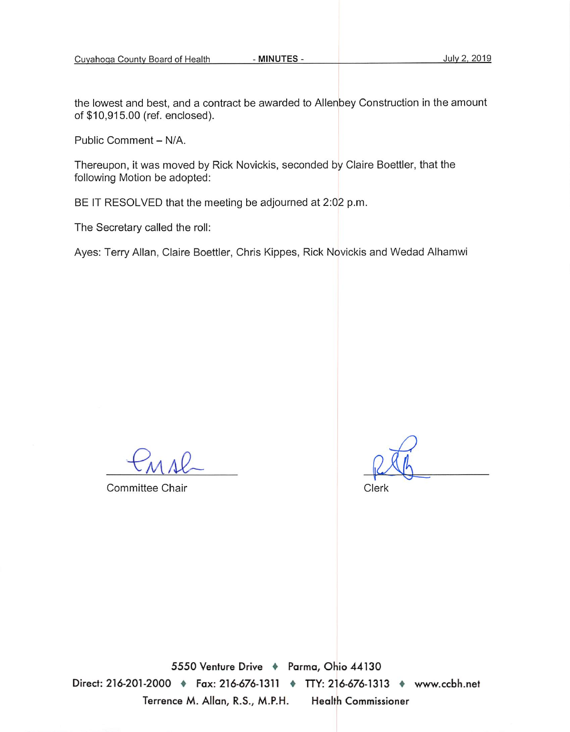the lowest and best, and a contract be awarded to Allenbey Construction in the amount of $10,915.00 (ref. enclosed).

Public Comment – N/A.

Thereupon, it was moved by Rick Novickis, seconded by Claire Boettler, that the following Motion be adopted:

BE IT RESOLVED that the meeting be adjourned at 2:02 p.m.

The Secretary called the roll:

Ayes: Terry Allan, Claire Boettler, Chris Kippes, Rick Novickis and Wedad Alhamwi

Committee Chair

Clerk

5550 Venture Drive ♦ Parma, Ohio 44130

Direct: 216-201-2000 ♦ Fax: 216-676-1311 ♦ TTY: 216-676-1313 ♦ www.ccbh.net

Terrence M. Allan, R.S., M.P.H. Health Commissioner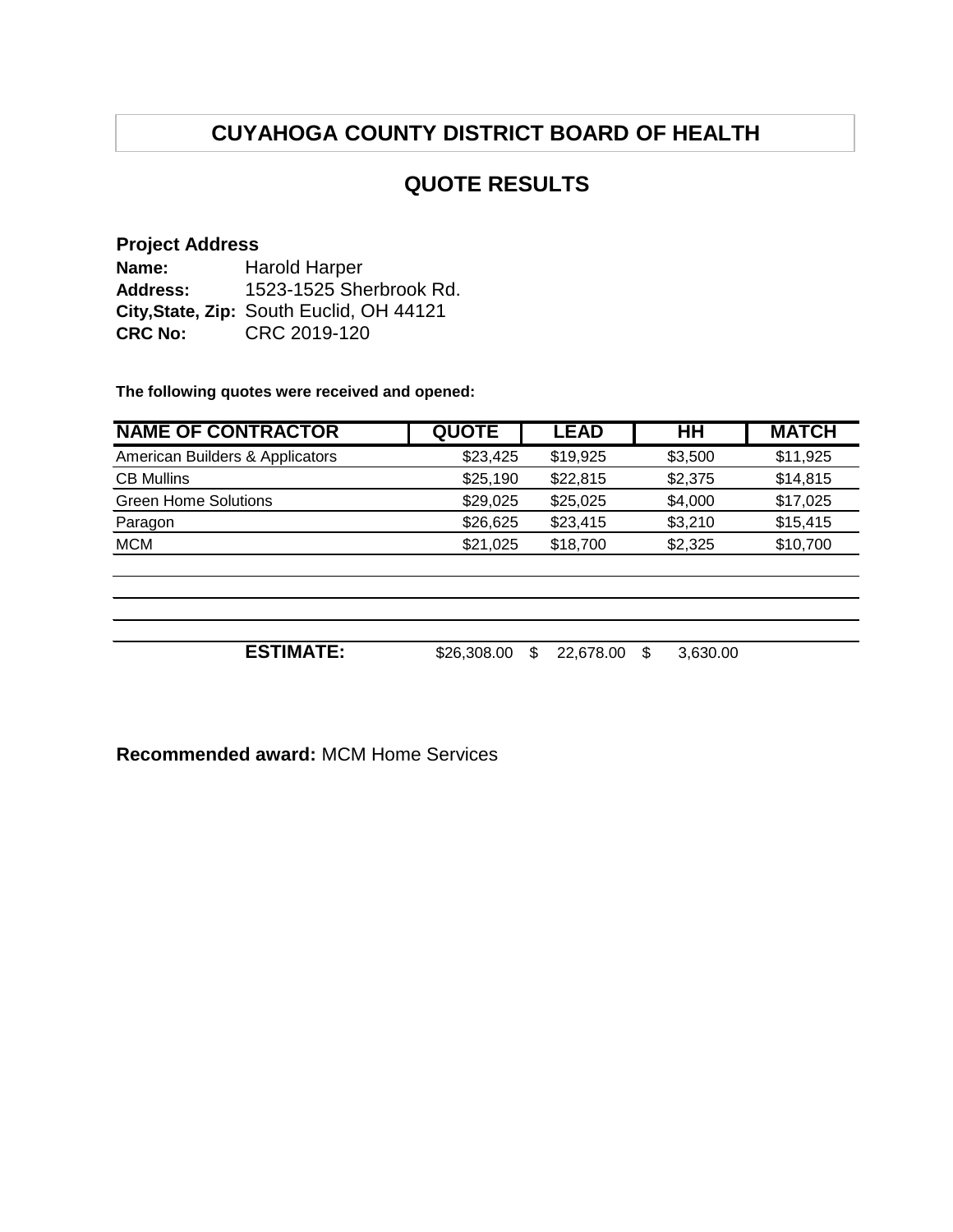# CUYAHOGA COUNTY DISTRICT BOARD OF HEALTH

## QUOTE RESULTS

**Project Address**

**Name:** Harold Harper
**Address:** 1523-1525 Sherbrook Rd.
**City,State, Zip:** South Euclid, OH 44121
**CRC No:** CRC 2019-120

**The following quotes were received and opened:**

| NAME OF CONTRACTOR | QUOTE | LEAD | HH | MATCH |
|---|---|---|---|---|
| American Builders & Applicators | $23,425 | $19,925 | $3,500 | $11,925 |
| CB Mullins | $25,190 | $22,815 | $2,375 | $14,815 |
| Green Home Solutions | $29,025 | $25,025 | $4,000 | $17,025 |
| Paragon | $26,625 | $23,415 | $3,210 | $15,415 |
| MCM | $21,025 | $18,700 | $2,325 | $10,700 |
| | | | | |
| | | | | |
| | | | | |
| **ESTIMATE:** | $26,308.00 | $ 22,678.00 | $ 3,630.00 | |

**Recommended award:** MCM Home Services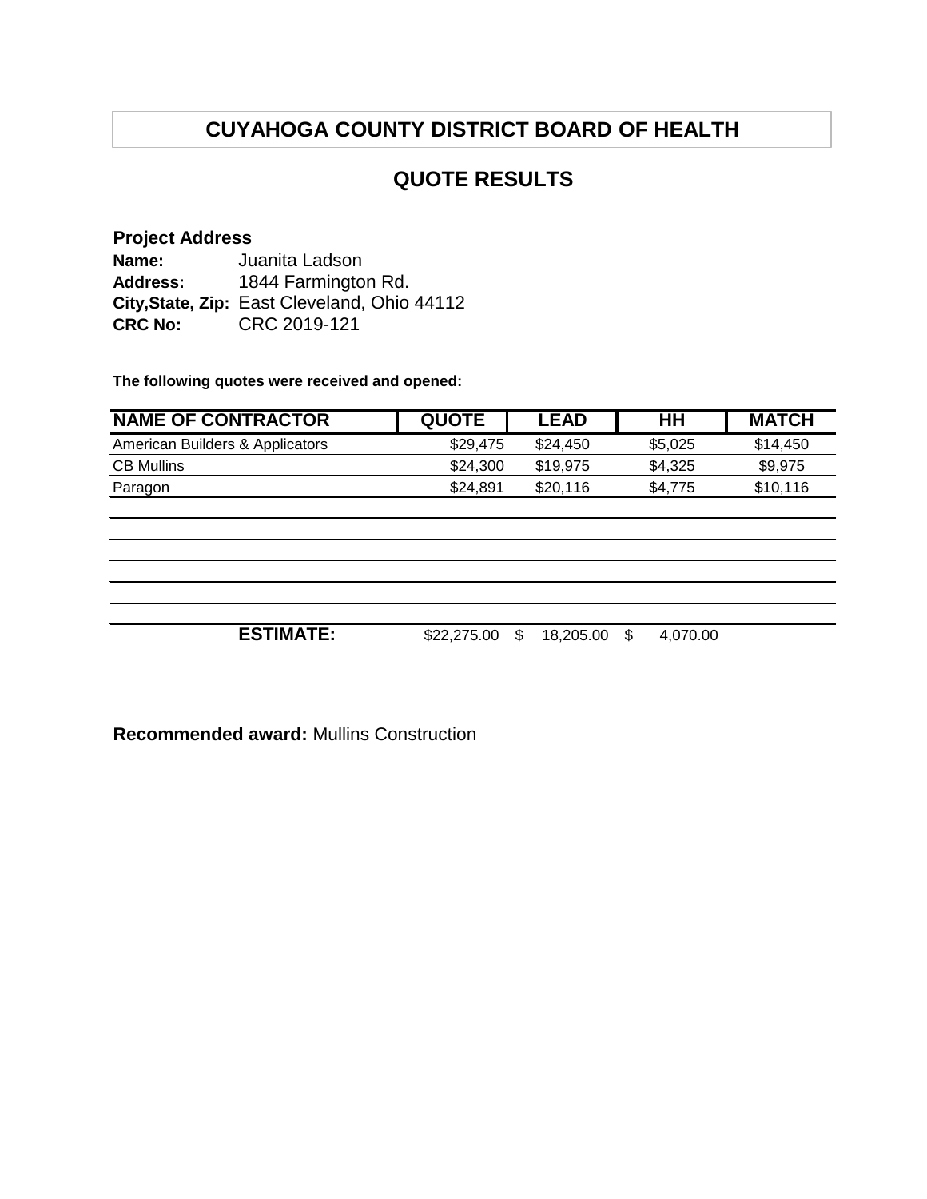# CUYAHOGA COUNTY DISTRICT BOARD OF HEALTH

## QUOTE RESULTS

**Project Address**

**Name:** Juanita Ladson
**Address:** 1844 Farmington Rd.
**City,State, Zip:** East Cleveland, Ohio 44112
**CRC No:** CRC 2019-121

**The following quotes were received and opened:**

| NAME OF CONTRACTOR | QUOTE | LEAD | HH | MATCH |
|---|---|---|---|---|
| American Builders & Applicators | $29,475 | $24,450 | $5,025 | $14,450 |
| CB Mullins | $24,300 | $19,975 | $4,325 | $9,975 |
| Paragon | $24,891 | $20,116 | $4,775 | $10,116 |
| | | | | |
| | | | | |
| | | | | |
| | | | | |
| | | | | |
| **ESTIMATE:** | $22,275.00 | $ 18,205.00 | $ 4,070.00 | |

**Recommended award:** Mullins Construction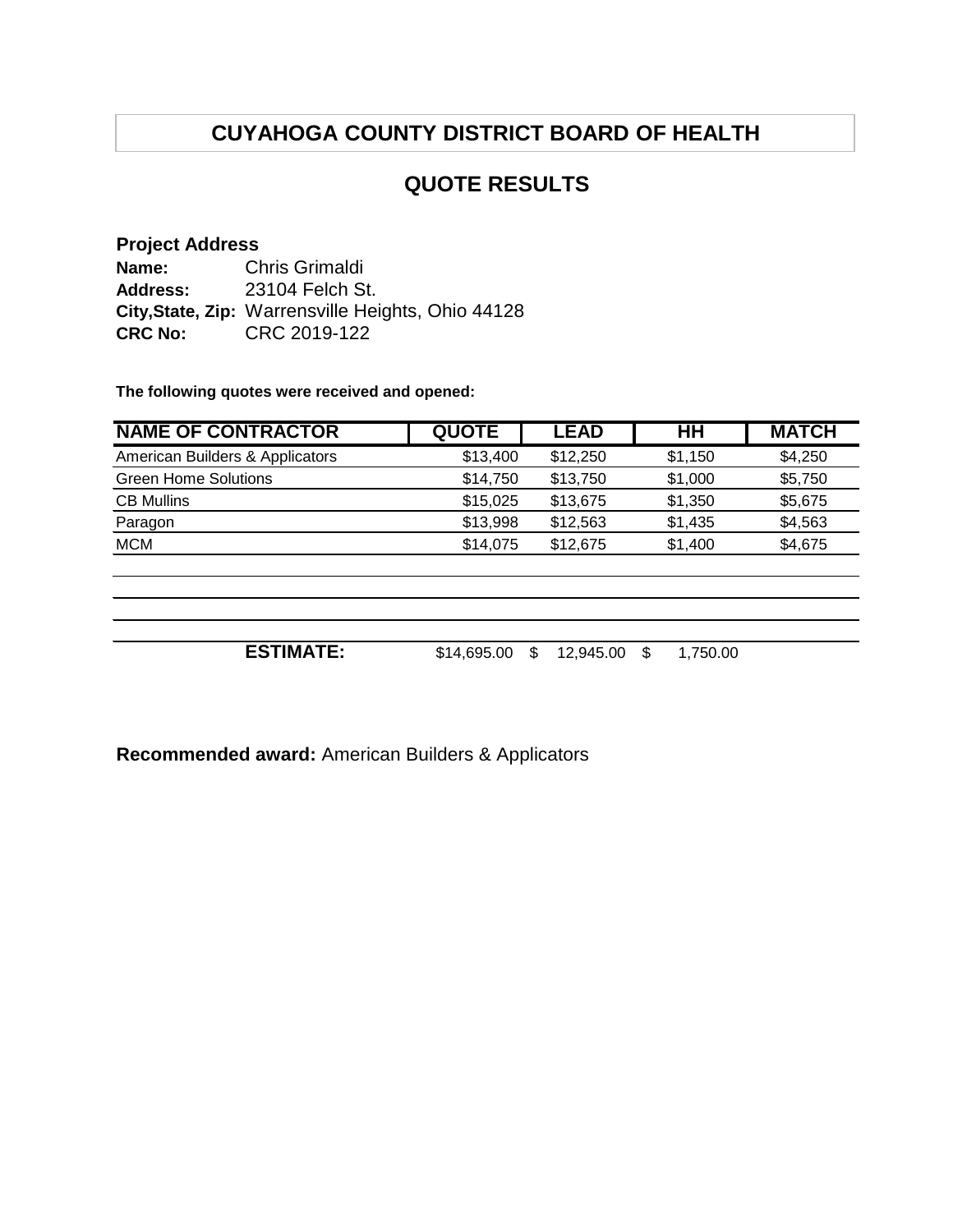# CUYAHOGA COUNTY DISTRICT BOARD OF HEALTH

## QUOTE RESULTS

**Project Address**

**Name:** Chris Grimaldi
**Address:** 23104 Felch St.
**City,State, Zip:** Warrensville Heights, Ohio 44128
**CRC No:** CRC 2019-122

**The following quotes were received and opened:**

| NAME OF CONTRACTOR | QUOTE | LEAD | HH | MATCH |
|---|---|---|---|---|
| American Builders & Applicators | $13,400 | $12,250 | $1,150 | $4,250 |
| Green Home Solutions | $14,750 | $13,750 | $1,000 | $5,750 |
| CB Mullins | $15,025 | $13,675 | $1,350 | $5,675 |
| Paragon | $13,998 | $12,563 | $1,435 | $4,563 |
| MCM | $14,075 | $12,675 | $1,400 | $4,675 |
| | | | | |
| | | | | |
| | | | | |
| **ESTIMATE:** | $14,695.00 | $ 12,945.00 | $ 1,750.00 | |

**Recommended award:** American Builders & Applicators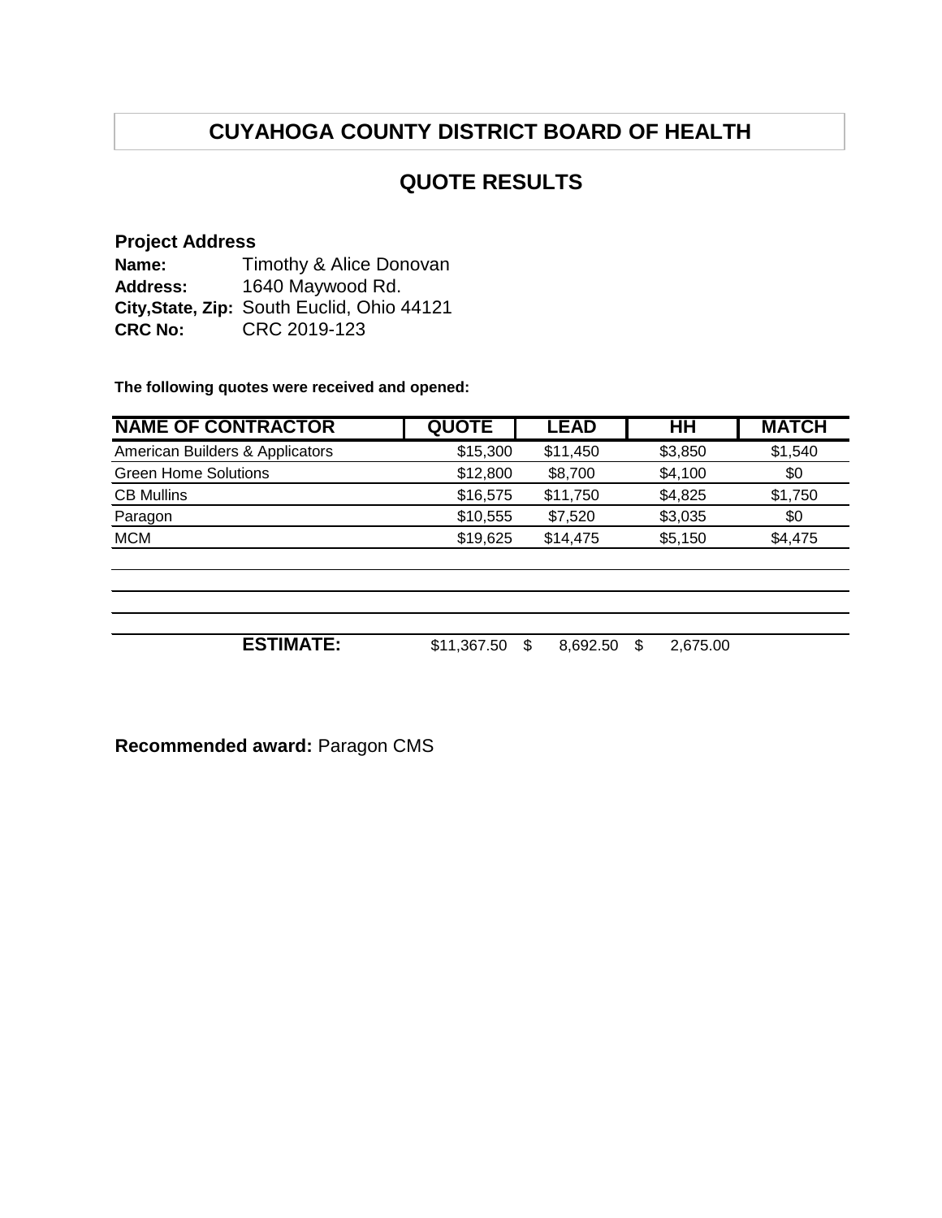# CUYAHOGA COUNTY DISTRICT BOARD OF HEALTH

## QUOTE RESULTS

**Project Address**

**Name:** Timothy & Alice Donovan
**Address:** 1640 Maywood Rd.
**City,State, Zip:** South Euclid, Ohio 44121
**CRC No:** CRC 2019-123

**The following quotes were received and opened:**

| NAME OF CONTRACTOR | QUOTE | LEAD | HH | MATCH |
|---|---|---|---|---|
| American Builders & Applicators | $15,300 | $11,450 | $3,850 | $1,540 |
| Green Home Solutions | $12,800 | $8,700 | $4,100 | $0 |
| CB Mullins | $16,575 | $11,750 | $4,825 | $1,750 |
| Paragon | $10,555 | $7,520 | $3,035 | $0 |
| MCM | $19,625 | $14,475 | $5,150 | $4,475 |
| | | | | |
| | | | | |
| | | | | |
| **ESTIMATE:** | $11,367.50 | $ 8,692.50 | $ 2,675.00 | |

**Recommended award:** Paragon CMS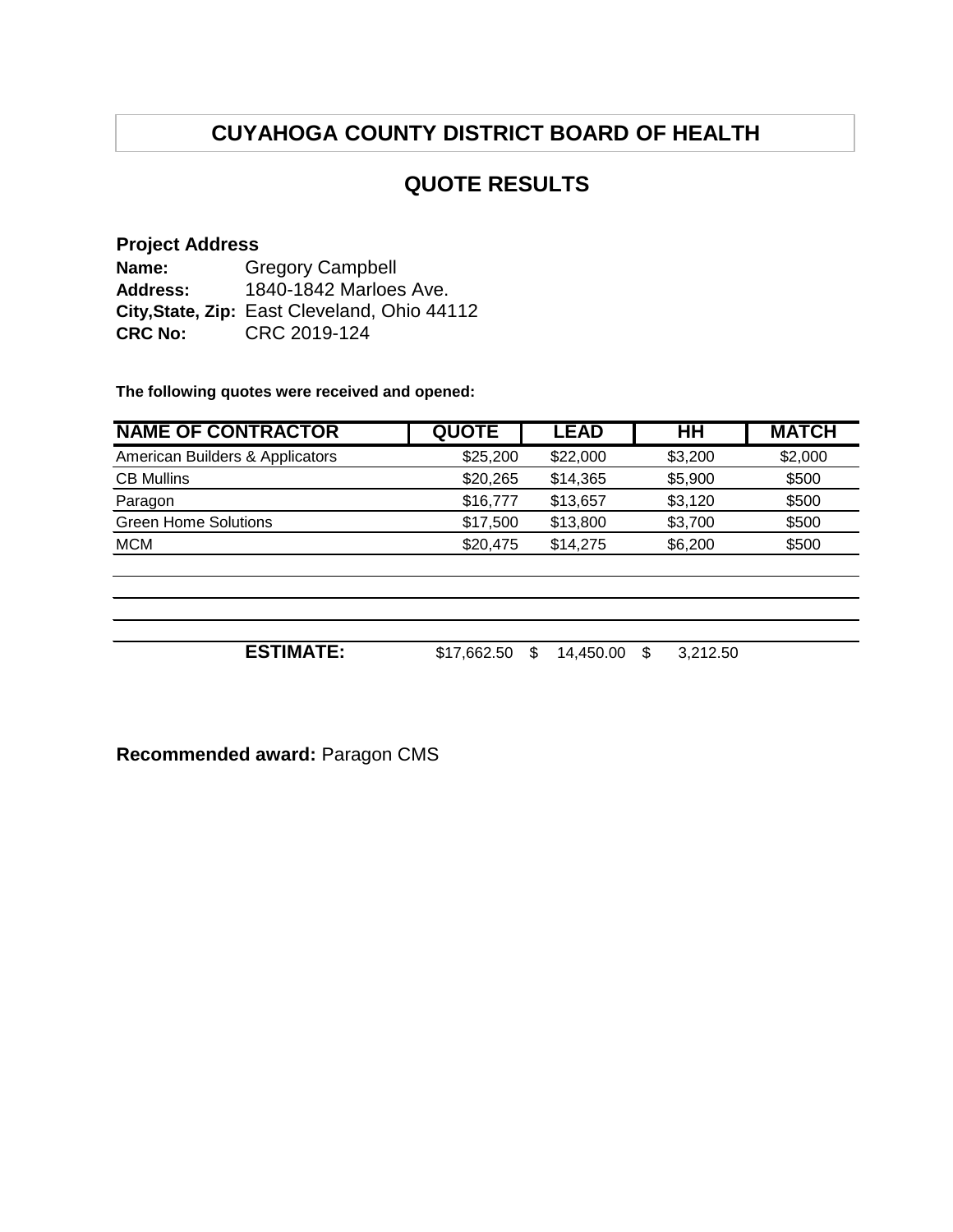# CUYAHOGA COUNTY DISTRICT BOARD OF HEALTH

## QUOTE RESULTS

**Project Address**
**Name:** Gregory Campbell
**Address:** 1840-1842 Marloes Ave.
**City,State, Zip:** East Cleveland, Ohio 44112
**CRC No:** CRC 2019-124

**The following quotes were received and opened:**

| NAME OF CONTRACTOR | QUOTE | LEAD | HH | MATCH |
|---|---|---|---|---|
| American Builders & Applicators | $25,200 | $22,000 | $3,200 | $2,000 |
| CB Mullins | $20,265 | $14,365 | $5,900 | $500 |
| Paragon | $16,777 | $13,657 | $3,120 | $500 |
| Green Home Solutions | $17,500 | $13,800 | $3,700 | $500 |
| MCM | $20,475 | $14,275 | $6,200 | $500 |
| | | | | |
| | | | | |
| | | | | |
| **ESTIMATE:** | $17,662.50 | $ 14,450.00 | $ 3,212.50 | |

**Recommended award:** Paragon CMS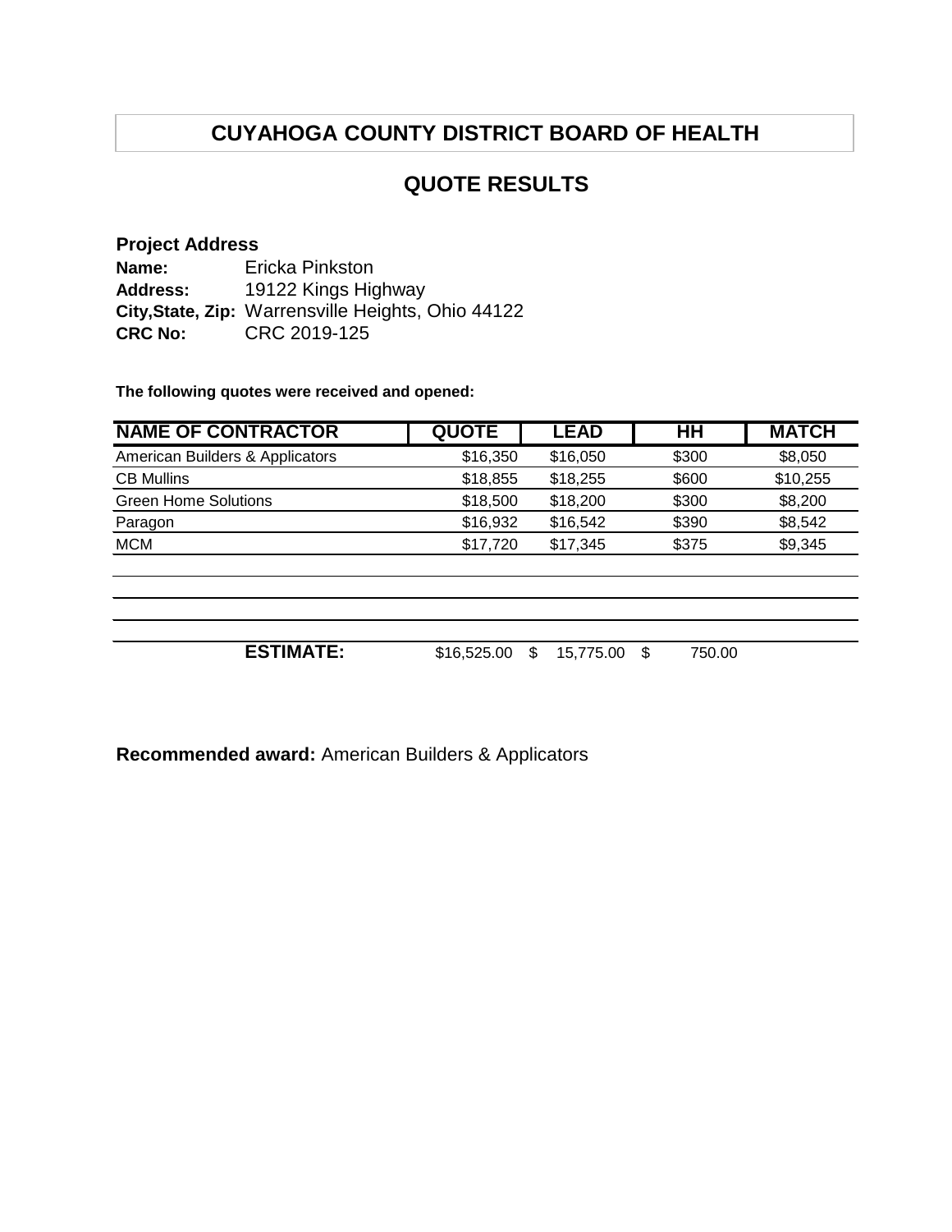# CUYAHOGA COUNTY DISTRICT BOARD OF HEALTH

## QUOTE RESULTS

**Project Address**

**Name:** Ericka Pinkston
**Address:** 19122 Kings Highway
**City,State, Zip:** Warrensville Heights, Ohio 44122
**CRC No:** CRC 2019-125

**The following quotes were received and opened:**

| NAME OF CONTRACTOR | QUOTE | LEAD | HH | MATCH |
|---|---|---|---|---|
| American Builders & Applicators | $16,350 | $16,050 | $300 | $8,050 |
| CB Mullins | $18,855 | $18,255 | $600 | $10,255 |
| Green Home Solutions | $18,500 | $18,200 | $300 | $8,200 |
| Paragon | $16,932 | $16,542 | $390 | $8,542 |
| MCM | $17,720 | $17,345 | $375 | $9,345 |
| | | | | |
| | | | | |
| | | | | |
| **ESTIMATE:** | $16,525.00 | $ 15,775.00 | $ 750.00 | |

**Recommended award:** American Builders & Applicators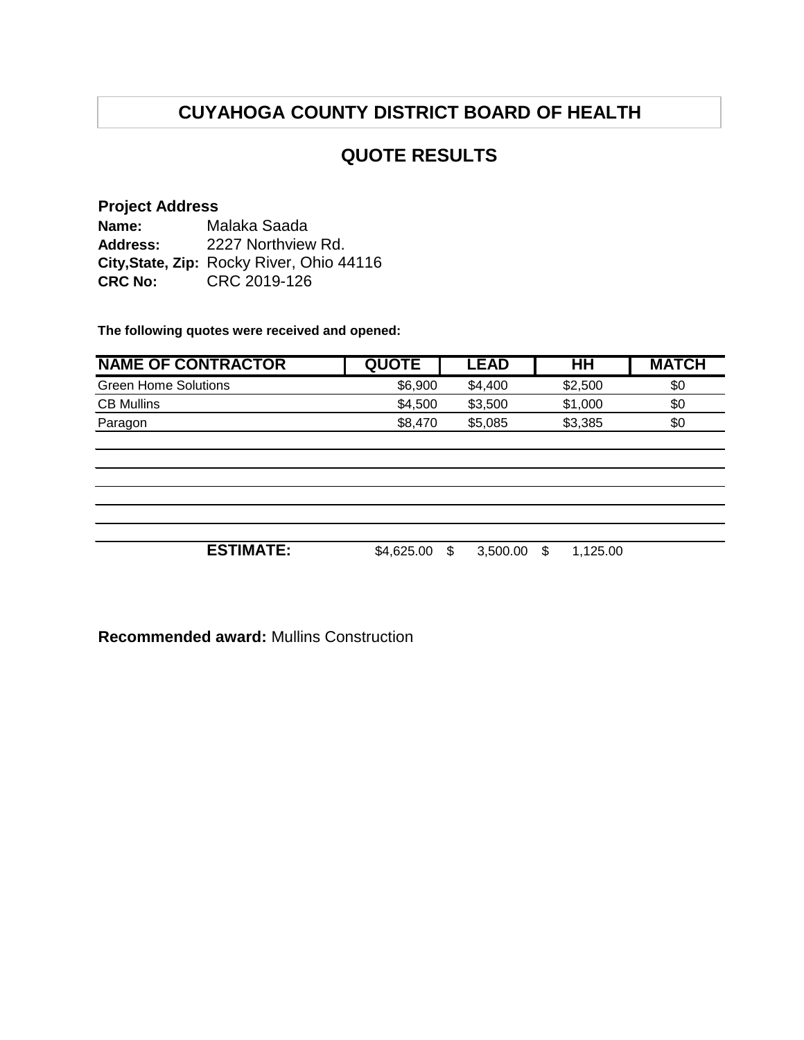# CUYAHOGA COUNTY DISTRICT BOARD OF HEALTH

## QUOTE RESULTS

**Project Address**

**Name:** Malaka Saada
**Address:** 2227 Northview Rd.
**City,State, Zip:** Rocky River, Ohio 44116
**CRC No:** CRC 2019-126

**The following quotes were received and opened:**

| NAME OF CONTRACTOR | QUOTE | LEAD | HH | MATCH |
|---|---|---|---|---|
| Green Home Solutions | $6,900 | $4,400 | $2,500 | $0 |
| CB Mullins | $4,500 | $3,500 | $1,000 | $0 |
| Paragon | $8,470 | $5,085 | $3,385 | $0 |
| | | | | |
| | | | | |
| | | | | |
| | | | | |
| | | | | |
| | | | | |
| **ESTIMATE:** | $4,625.00 | $ 3,500.00 | $ 1,125.00 | |

**Recommended award:** Mullins Construction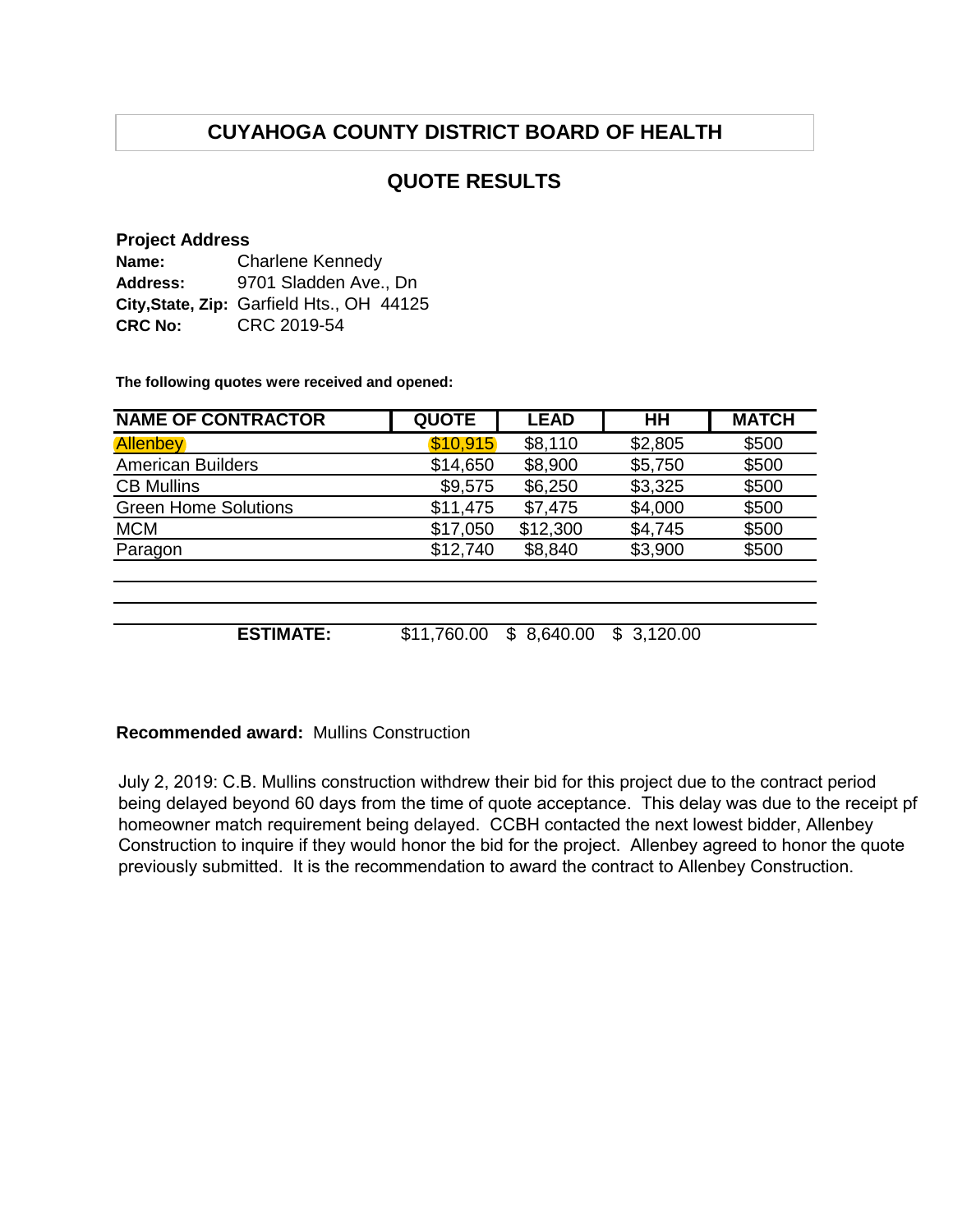# CUYAHOGA COUNTY DISTRICT BOARD OF HEALTH

## QUOTE RESULTS

**Project Address**

**Name:** Charlene Kennedy
**Address:** 9701 Sladden Ave., Dn
**City,State, Zip:** Garfield Hts., OH 44125
**CRC No:** CRC 2019-54

**The following quotes were received and opened:**

| NAME OF CONTRACTOR | QUOTE | LEAD | HH | MATCH |
|---|---|---|---|---|
| Allenbey | $10,915 | $8,110 | $2,805 | $500 |
| American Builders | $14,650 | $8,900 | $5,750 | $500 |
| CB Mullins | $9,575 | $6,250 | $3,325 | $500 |
| Green Home Solutions | $11,475 | $7,475 | $4,000 | $500 |
| MCM | $17,050 | $12,300 | $4,745 | $500 |
| Paragon | $12,740 | $8,840 | $3,900 | $500 |
| | | | | |
| | | | | |
| **ESTIMATE:** | $11,760.00 | $ 8,640.00 | $ 3,120.00 | |

**Recommended award:** Mullins Construction

July 2, 2019: C.B. Mullins construction withdrew their bid for this project due to the contract period being delayed beyond 60 days from the time of quote acceptance. This delay was due to the receipt pf homeowner match requirement being delayed. CCBH contacted the next lowest bidder, Allenbey Construction to inquire if they would honor the bid for the project. Allenbey agreed to honor the quote previously submitted. It is the recommendation to award the contract to Allenbey Construction.